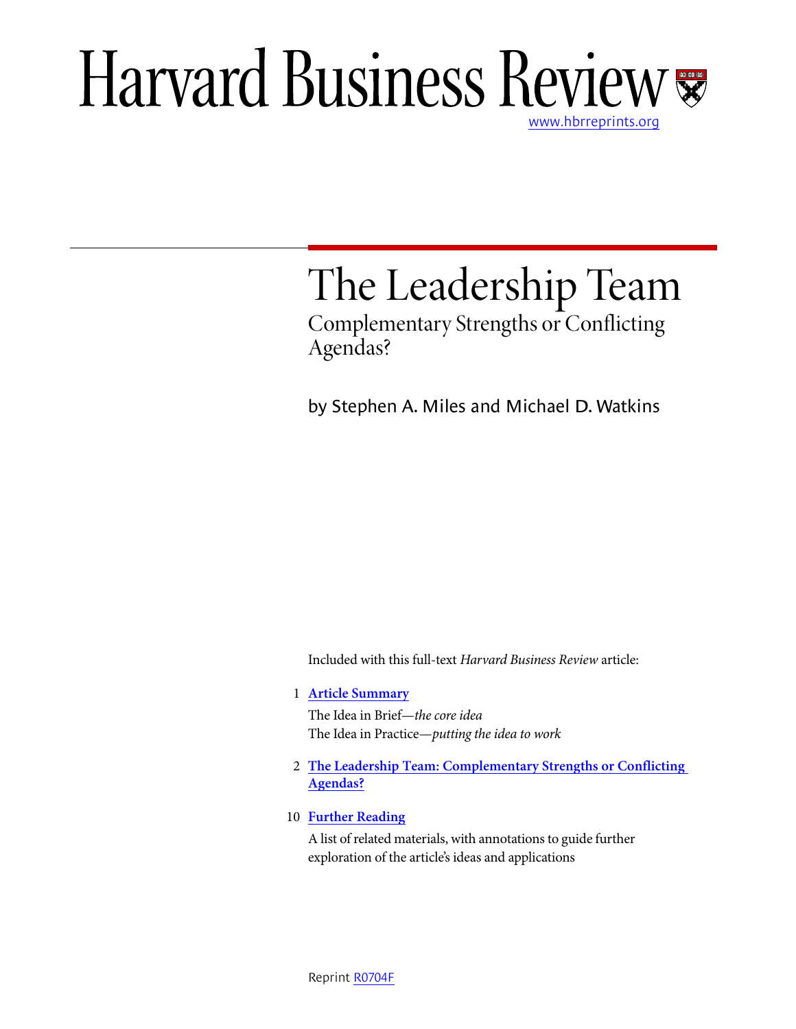# Harvard Business Review

www.hbrreprints.org

# The Leadership Team

## Complementary Strengths or Conflicting Agendas?

by Stephen A. Miles and Michael D. Watkins

Included with this full-text *Harvard Business Review* article:

1 **Article Summary**

The Idea in Brief—*the core idea*

The Idea in Practice—*putting the idea to work*

2 **The Leadership Team: Complementary Strengths or Conflicting Agendas?**

10 **Further Reading**

A list of related materials, with annotations to guide further exploration of the article's ideas and applications

Reprint R0704F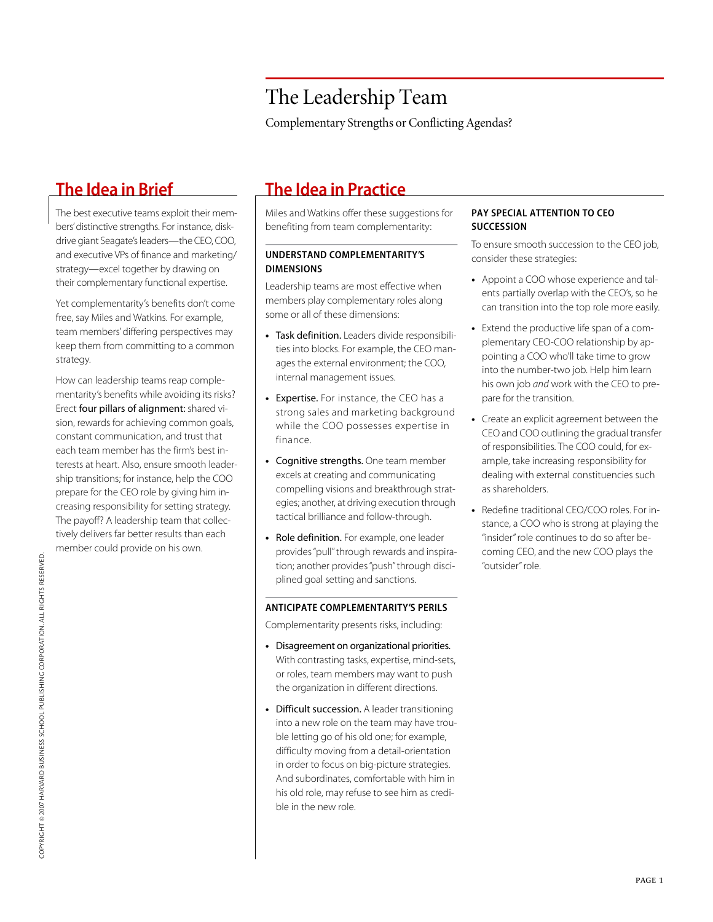# The Leadership Team

Complementary Strengths or Conflicting Agendas?

## The Idea in Brief

The best executive teams exploit their members' distinctive strengths. For instance, disk-drive giant Seagate's leaders—the CEO, COO, and executive VPs of finance and marketing/strategy—excel together by drawing on their complementary functional expertise.

Yet complementarity's benefits don't come free, say Miles and Watkins. For example, team members' differing perspectives may keep them from committing to a common strategy.

How can leadership teams reap complementarity's benefits while avoiding its risks? Erect **four pillars of alignment:** shared vision, rewards for achieving common goals, constant communication, and trust that each team member has the firm's best interests at heart. Also, ensure smooth leadership transitions; for instance, help the COO prepare for the CEO role by giving him increasing responsibility for setting strategy. The payoff? A leadership team that collectively delivers far better results than each member could provide on his own.

## The Idea in Practice

Miles and Watkins offer these suggestions for benefiting from team complementarity:

### UNDERSTAND COMPLEMENTARITY'S DIMENSIONS

Leadership teams are most effective when members play complementary roles along some or all of these dimensions:

- **Task definition.** Leaders divide responsibilities into blocks. For example, the CEO manages the external environment; the COO, internal management issues.
- **Expertise.** For instance, the CEO has a strong sales and marketing background while the COO possesses expertise in finance.
- **Cognitive strengths.** One team member excels at creating and communicating compelling visions and breakthrough strategies; another, at driving execution through tactical brilliance and follow-through.
- **Role definition.** For example, one leader provides "pull" through rewards and inspiration; another provides "push" through disciplined goal setting and sanctions.

### ANTICIPATE COMPLEMENTARITY'S PERILS

Complementarity presents risks, including:

- **Disagreement on organizational priorities.** With contrasting tasks, expertise, mind-sets, or roles, team members may want to push the organization in different directions.
- **Difficult succession.** A leader transitioning into a new role on the team may have trouble letting go of his old one; for example, difficulty moving from a detail-orientation in order to focus on big-picture strategies. And subordinates, comfortable with him in his old role, may refuse to see him as credible in the new role.

### PAY SPECIAL ATTENTION TO CEO SUCCESSION

To ensure smooth succession to the CEO job, consider these strategies:

- Appoint a COO whose experience and talents partially overlap with the CEO's, so he can transition into the top role more easily.
- Extend the productive life span of a complementary CEO-COO relationship by appointing a COO who'll take time to grow into the number-two job. Help him learn his own job *and* work with the CEO to prepare for the transition.
- Create an explicit agreement between the CEO and COO outlining the gradual transfer of responsibilities. The COO could, for example, take increasing responsibility for dealing with external constituencies such as shareholders.
- Redefine traditional CEO/COO roles. For instance, a COO who is strong at playing the "insider" role continues to do so after becoming CEO, and the new COO plays the "outsider" role.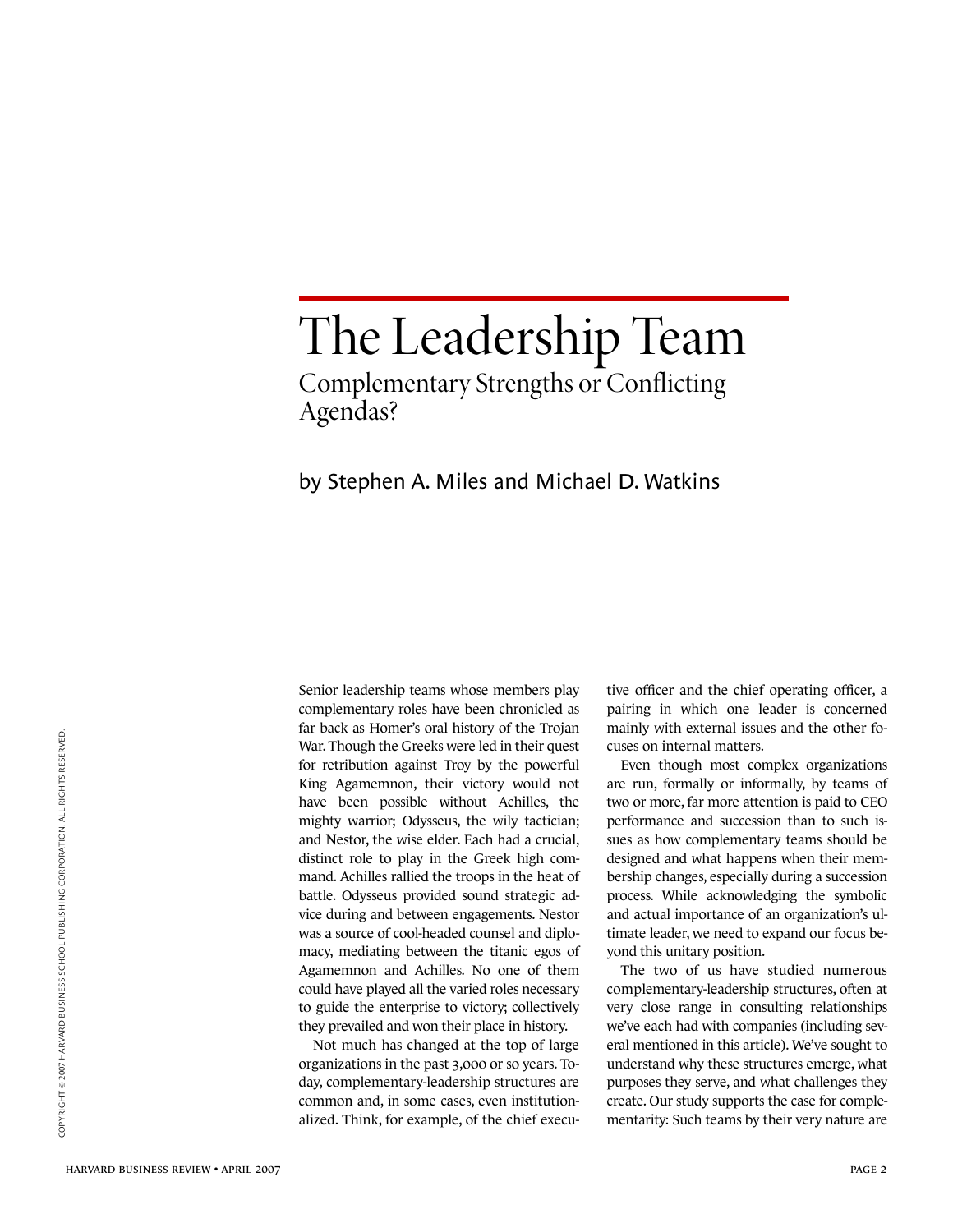# The Leadership Team

## Complementary Strengths or Conflicting Agendas?

by Stephen A. Miles and Michael D. Watkins

Senior leadership teams whose members play complementary roles have been chronicled as far back as Homer's oral history of the Trojan War. Though the Greeks were led in their quest for retribution against Troy by the powerful King Agamemnon, their victory would not have been possible without Achilles, the mighty warrior; Odysseus, the wily tactician; and Nestor, the wise elder. Each had a crucial, distinct role to play in the Greek high command. Achilles rallied the troops in the heat of battle. Odysseus provided sound strategic advice during and between engagements. Nestor was a source of cool-headed counsel and diplomacy, mediating between the titanic egos of Agamemnon and Achilles. No one of them could have played all the varied roles necessary to guide the enterprise to victory; collectively they prevailed and won their place in history.

Not much has changed at the top of large organizations in the past 3,000 or so years. Today, complementary-leadership structures are common and, in some cases, even institutionalized. Think, for example, of the chief executive officer and the chief operating officer, a pairing in which one leader is concerned mainly with external issues and the other focuses on internal matters.

Even though most complex organizations are run, formally or informally, by teams of two or more, far more attention is paid to CEO performance and succession than to such issues as how complementary teams should be designed and what happens when their membership changes, especially during a succession process. While acknowledging the symbolic and actual importance of an organization's ultimate leader, we need to expand our focus beyond this unitary position.

The two of us have studied numerous complementary-leadership structures, often at very close range in consulting relationships we've each had with companies (including several mentioned in this article). We've sought to understand why these structures emerge, what purposes they serve, and what challenges they create. Our study supports the case for complementarity: Such teams by their very nature are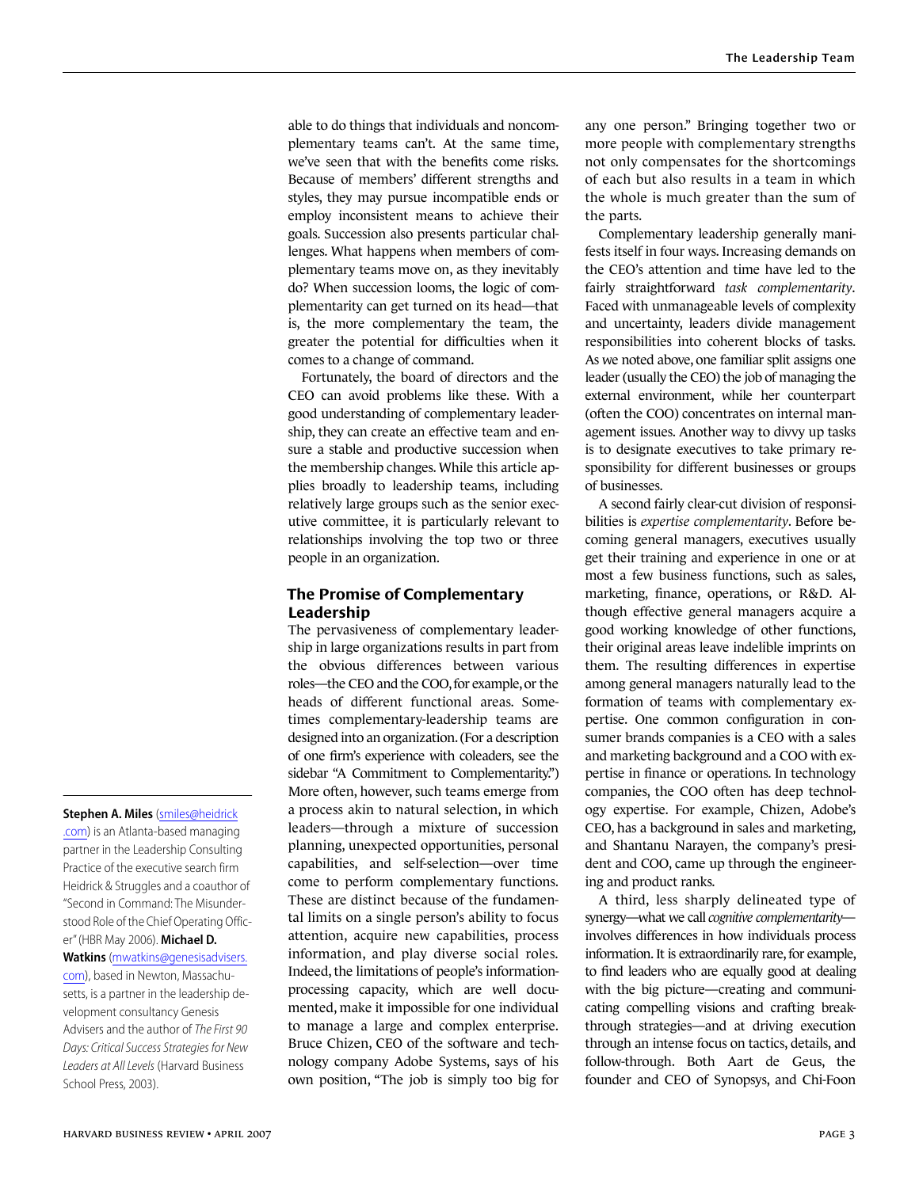able to do things that individuals and noncomplementary teams can't. At the same time, we've seen that with the benefits come risks. Because of members' different strengths and styles, they may pursue incompatible ends or employ inconsistent means to achieve their goals. Succession also presents particular challenges. What happens when members of complementary teams move on, as they inevitably do? When succession looms, the logic of complementarity can get turned on its head—that is, the more complementary the team, the greater the potential for difficulties when it comes to a change of command.

Fortunately, the board of directors and the CEO can avoid problems like these. With a good understanding of complementary leadership, they can create an effective team and ensure a stable and productive succession when the membership changes. While this article applies broadly to leadership teams, including relatively large groups such as the senior executive committee, it is particularly relevant to relationships involving the top two or three people in an organization.

## The Promise of Complementary Leadership

The pervasiveness of complementary leadership in large organizations results in part from the obvious differences between various roles—the CEO and the COO, for example, or the heads of different functional areas. Sometimes complementary-leadership teams are designed into an organization. (For a description of one firm's experience with coleaders, see the sidebar "A Commitment to Complementarity.") More often, however, such teams emerge from a process akin to natural selection, in which leaders—through a mixture of succession planning, unexpected opportunities, personal capabilities, and self-selection—over time come to perform complementary functions. These are distinct because of the fundamental limits on a single person's ability to focus attention, acquire new capabilities, process information, and play diverse social roles. Indeed, the limitations of people's information-processing capacity, which are well documented, make it impossible for one individual to manage a large and complex enterprise. Bruce Chizen, CEO of the software and technology company Adobe Systems, says of his own position, "The job is simply too big for any one person." Bringing together two or more people with complementary strengths not only compensates for the shortcomings of each but also results in a team in which the whole is much greater than the sum of the parts.

Complementary leadership generally manifests itself in four ways. Increasing demands on the CEO's attention and time have led to the fairly straightforward *task complementarity*. Faced with unmanageable levels of complexity and uncertainty, leaders divide management responsibilities into coherent blocks of tasks. As we noted above, one familiar split assigns one leader (usually the CEO) the job of managing the external environment, while her counterpart (often the COO) concentrates on internal management issues. Another way to divvy up tasks is to designate executives to take primary responsibility for different businesses or groups of businesses.

A second fairly clear-cut division of responsibilities is *expertise complementarity*. Before becoming general managers, executives usually get their training and experience in one or at most a few business functions, such as sales, marketing, finance, operations, or R&D. Although effective general managers acquire a good working knowledge of other functions, their original areas leave indelible imprints on them. The resulting differences in expertise among general managers naturally lead to the formation of teams with complementary expertise. One common configuration in consumer brands companies is a CEO with a sales and marketing background and a COO with expertise in finance or operations. In technology companies, the COO often has deep technology expertise. For example, Chizen, Adobe's CEO, has a background in sales and marketing, and Shantanu Narayen, the company's president and COO, came up through the engineering and product ranks.

A third, less sharply delineated type of synergy—what we call *cognitive complementarity*—involves differences in how individuals process information. It is extraordinarily rare, for example, to find leaders who are equally good at dealing with the big picture—creating and communicating compelling visions and crafting breakthrough strategies—and at driving execution through an intense focus on tactics, details, and follow-through. Both Aart de Geus, the founder and CEO of Synopsys, and Chi-Foon

---

**Stephen A. Miles** (smiles@heidrick.com) is an Atlanta-based managing partner in the Leadership Consulting Practice of the executive search firm Heidrick & Struggles and a coauthor of "Second in Command: The Misunderstood Role of the Chief Operating Officer" (HBR May 2006). **Michael D. Watkins** (mwatkins@genesisadvisers.com), based in Newton, Massachusetts, is a partner in the leadership development consultancy Genesis Advisers and the author of *The First 90 Days: Critical Success Strategies for New Leaders at All Levels* (Harvard Business School Press, 2003).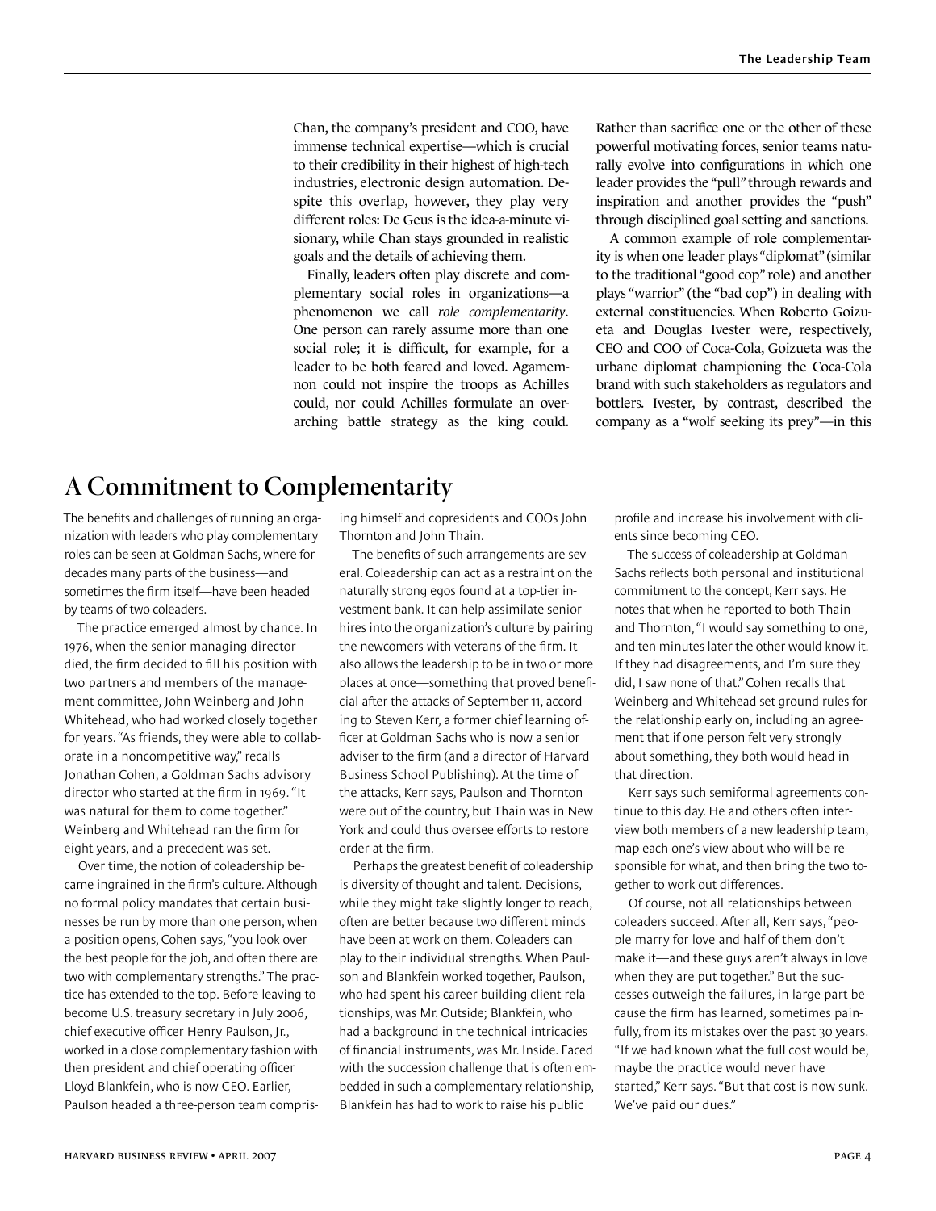Chan, the company's president and COO, have immense technical expertise—which is crucial to their credibility in their highest of high-tech industries, electronic design automation. Despite this overlap, however, they play very different roles: De Geus is the idea-a-minute visionary, while Chan stays grounded in realistic goals and the details of achieving them.

Finally, leaders often play discrete and complementary social roles in organizations—a phenomenon we call *role complementarity*. One person can rarely assume more than one social role; it is difficult, for example, for a leader to be both feared and loved. Agamemnon could not inspire the troops as Achilles could, nor could Achilles formulate an overarching battle strategy as the king could. Rather than sacrifice one or the other of these powerful motivating forces, senior teams naturally evolve into configurations in which one leader provides the "pull" through rewards and inspiration and another provides the "push" through disciplined goal setting and sanctions.

A common example of role complementarity is when one leader plays "diplomat" (similar to the traditional "good cop" role) and another plays "warrior" (the "bad cop") in dealing with external constituencies. When Roberto Goizueta and Douglas Ivester were, respectively, CEO and COO of Coca-Cola, Goizueta was the urbane diplomat championing the Coca-Cola brand with such stakeholders as regulators and bottlers. Ivester, by contrast, described the company as a "wolf seeking its prey"—in this

## A Commitment to Complementarity

The benefits and challenges of running an organization with leaders who play complementary roles can be seen at Goldman Sachs, where for decades many parts of the business—and sometimes the firm itself—have been headed by teams of two coleaders.

The practice emerged almost by chance. In 1976, when the senior managing director died, the firm decided to fill his position with two partners and members of the management committee, John Weinberg and John Whitehead, who had worked closely together for years. "As friends, they were able to collaborate in a noncompetitive way," recalls Jonathan Cohen, a Goldman Sachs advisory director who started at the firm in 1969. "It was natural for them to come together." Weinberg and Whitehead ran the firm for eight years, and a precedent was set.

Over time, the notion of coleadership became ingrained in the firm's culture. Although no formal policy mandates that certain businesses be run by more than one person, when a position opens, Cohen says, "you look over the best people for the job, and often there are two with complementary strengths." The practice has extended to the top. Before leaving to become U.S. treasury secretary in July 2006, chief executive officer Henry Paulson, Jr., worked in a close complementary fashion with then president and chief operating officer Lloyd Blankfein, who is now CEO. Earlier, Paulson headed a three-person team comprising himself and copresidents and COOs John Thornton and John Thain.

The benefits of such arrangements are several. Coleadership can act as a restraint on the naturally strong egos found at a top-tier investment bank. It can help assimilate senior hires into the organization's culture by pairing the newcomers with veterans of the firm. It also allows the leadership to be in two or more places at once—something that proved beneficial after the attacks of September 11, according to Steven Kerr, a former chief learning officer at Goldman Sachs who is now a senior adviser to the firm (and a director of Harvard Business School Publishing). At the time of the attacks, Kerr says, Paulson and Thornton were out of the country, but Thain was in New York and could thus oversee efforts to restore order at the firm.

Perhaps the greatest benefit of coleadership is diversity of thought and talent. Decisions, while they might take slightly longer to reach, often are better because two different minds have been at work on them. Coleaders can play to their individual strengths. When Paulson and Blankfein worked together, Paulson, who had spent his career building client relationships, was Mr. Outside; Blankfein, who had a background in the technical intricacies of financial instruments, was Mr. Inside. Faced with the succession challenge that is often embedded in such a complementary relationship, Blankfein has had to work to raise his public profile and increase his involvement with clients since becoming CEO.

The success of coleadership at Goldman Sachs reflects both personal and institutional commitment to the concept, Kerr says. He notes that when he reported to both Thain and Thornton, "I would say something to one, and ten minutes later the other would know it. If they had disagreements, and I'm sure they did, I saw none of that." Cohen recalls that Weinberg and Whitehead set ground rules for the relationship early on, including an agreement that if one person felt very strongly about something, they both would head in that direction.

Kerr says such semiformal agreements continue to this day. He and others often interview both members of a new leadership team, map each one's view about who will be responsible for what, and then bring the two together to work out differences.

Of course, not all relationships between coleaders succeed. After all, Kerr says, "people marry for love and half of them don't make it—and these guys aren't always in love when they are put together." But the successes outweigh the failures, in large part because the firm has learned, sometimes painfully, from its mistakes over the past 30 years. "If we had known what the full cost would be, maybe the practice would never have started," Kerr says. "But that cost is now sunk. We've paid our dues."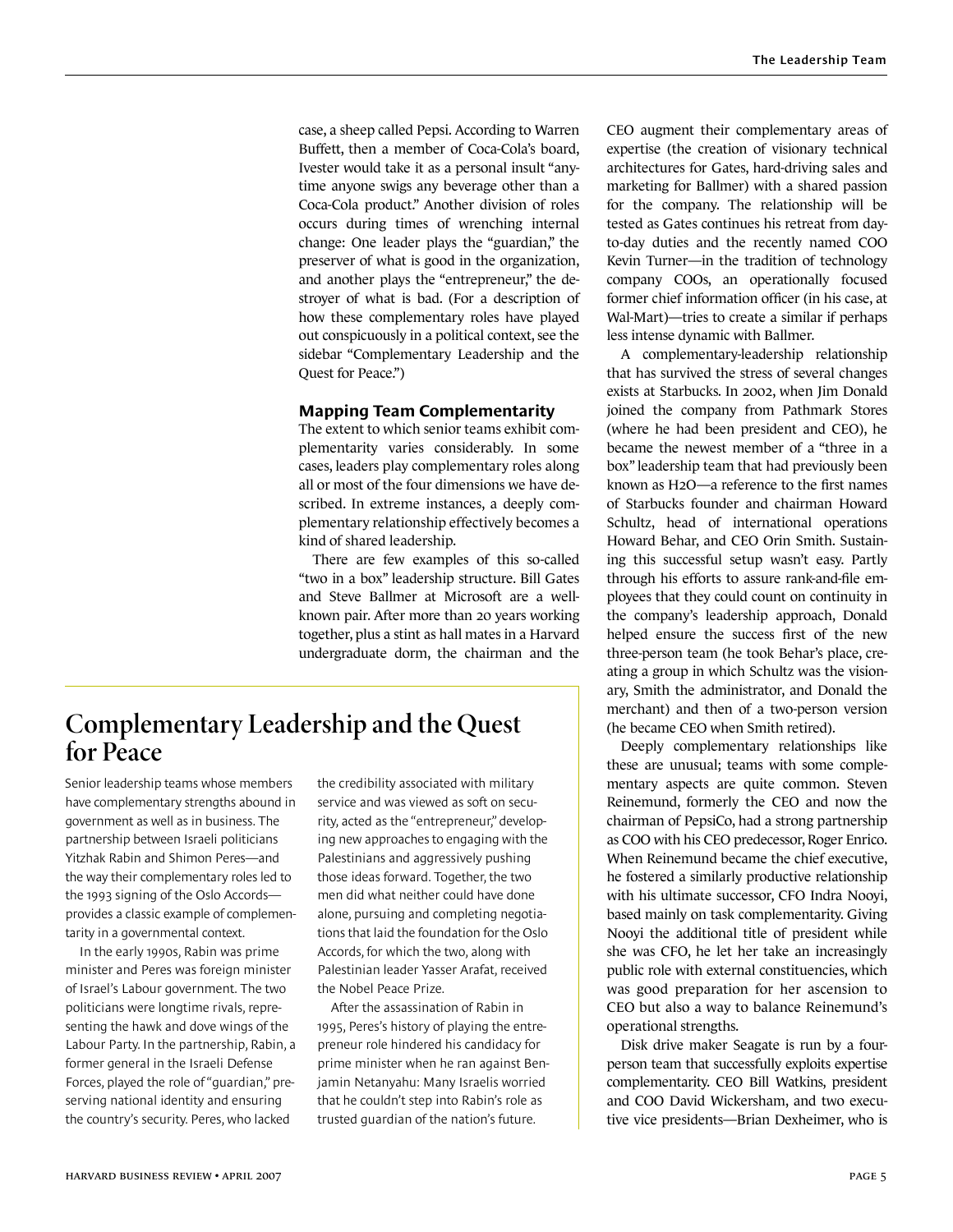case, a sheep called Pepsi. According to Warren Buffett, then a member of Coca-Cola's board, Ivester would take it as a personal insult "anytime anyone swigs any beverage other than a Coca-Cola product." Another division of roles occurs during times of wrenching internal change: One leader plays the "guardian," the preserver of what is good in the organization, and another plays the "entrepreneur," the destroyer of what is bad. (For a description of how these complementary roles have played out conspicuously in a political context, see the sidebar "Complementary Leadership and the Quest for Peace.")

### Mapping Team Complementarity

The extent to which senior teams exhibit complementarity varies considerably. In some cases, leaders play complementary roles along all or most of the four dimensions we have described. In extreme instances, a deeply complementary relationship effectively becomes a kind of shared leadership.

There are few examples of this so-called "two in a box" leadership structure. Bill Gates and Steve Ballmer at Microsoft are a well-known pair. After more than 20 years working together, plus a stint as hall mates in a Harvard undergraduate dorm, the chairman and the CEO augment their complementary areas of expertise (the creation of visionary technical architectures for Gates, hard-driving sales and marketing for Ballmer) with a shared passion for the company. The relationship will be tested as Gates continues his retreat from day-to-day duties and the recently named COO Kevin Turner—in the tradition of technology company COOs, an operationally focused former chief information officer (in his case, at Wal-Mart)—tries to create a similar if perhaps less intense dynamic with Ballmer.

A complementary-leadership relationship that has survived the stress of several changes exists at Starbucks. In 2002, when Jim Donald joined the company from Pathmark Stores (where he had been president and CEO), he became the newest member of a "three in a box" leadership team that had previously been known as H2O—a reference to the first names of Starbucks founder and chairman Howard Schultz, head of international operations Howard Behar, and CEO Orin Smith. Sustaining this successful setup wasn't easy. Partly through his efforts to assure rank-and-file employees that they could count on continuity in the company's leadership approach, Donald helped ensure the success first of the new three-person team (he took Behar's place, creating a group in which Schultz was the visionary, Smith the administrator, and Donald the merchant) and then of a two-person version (he became CEO when Smith retired).

Deeply complementary relationships like these are unusual; teams with some complementary aspects are quite common. Steven Reinemund, formerly the CEO and now the chairman of PepsiCo, had a strong partnership as COO with his CEO predecessor, Roger Enrico. When Reinemund became the chief executive, he fostered a similarly productive relationship with his ultimate successor, CFO Indra Nooyi, based mainly on task complementarity. Giving Nooyi the additional title of president while she was CFO, he let her take an increasingly public role with external constituencies, which was good preparation for her ascension to CEO but also a way to balance Reinemund's operational strengths.

Disk drive maker Seagate is run by a four-person team that successfully exploits expertise complementarity. CEO Bill Watkins, president and COO David Wickersham, and two executive vice presidents—Brian Dexheimer, who is

## Complementary Leadership and the Quest for Peace

Senior leadership teams whose members have complementary strengths abound in government as well as in business. The partnership between Israeli politicians Yitzhak Rabin and Shimon Peres—and the way their complementary roles led to the 1993 signing of the Oslo Accords—provides a classic example of complementarity in a governmental context.

In the early 1990s, Rabin was prime minister and Peres was foreign minister of Israel's Labour government. The two politicians were longtime rivals, representing the hawk and dove wings of the Labour Party. In the partnership, Rabin, a former general in the Israeli Defense Forces, played the role of "guardian," preserving national identity and ensuring the country's security. Peres, who lacked the credibility associated with military service and was viewed as soft on security, acted as the "entrepreneur," developing new approaches to engaging with the Palestinians and aggressively pushing those ideas forward. Together, the two men did what neither could have done alone, pursuing and completing negotiations that laid the foundation for the Oslo Accords, for which the two, along with Palestinian leader Yasser Arafat, received the Nobel Peace Prize.

After the assassination of Rabin in 1995, Peres's history of playing the entrepreneur role hindered his candidacy for prime minister when he ran against Benjamin Netanyahu: Many Israelis worried that he couldn't step into Rabin's role as trusted guardian of the nation's future.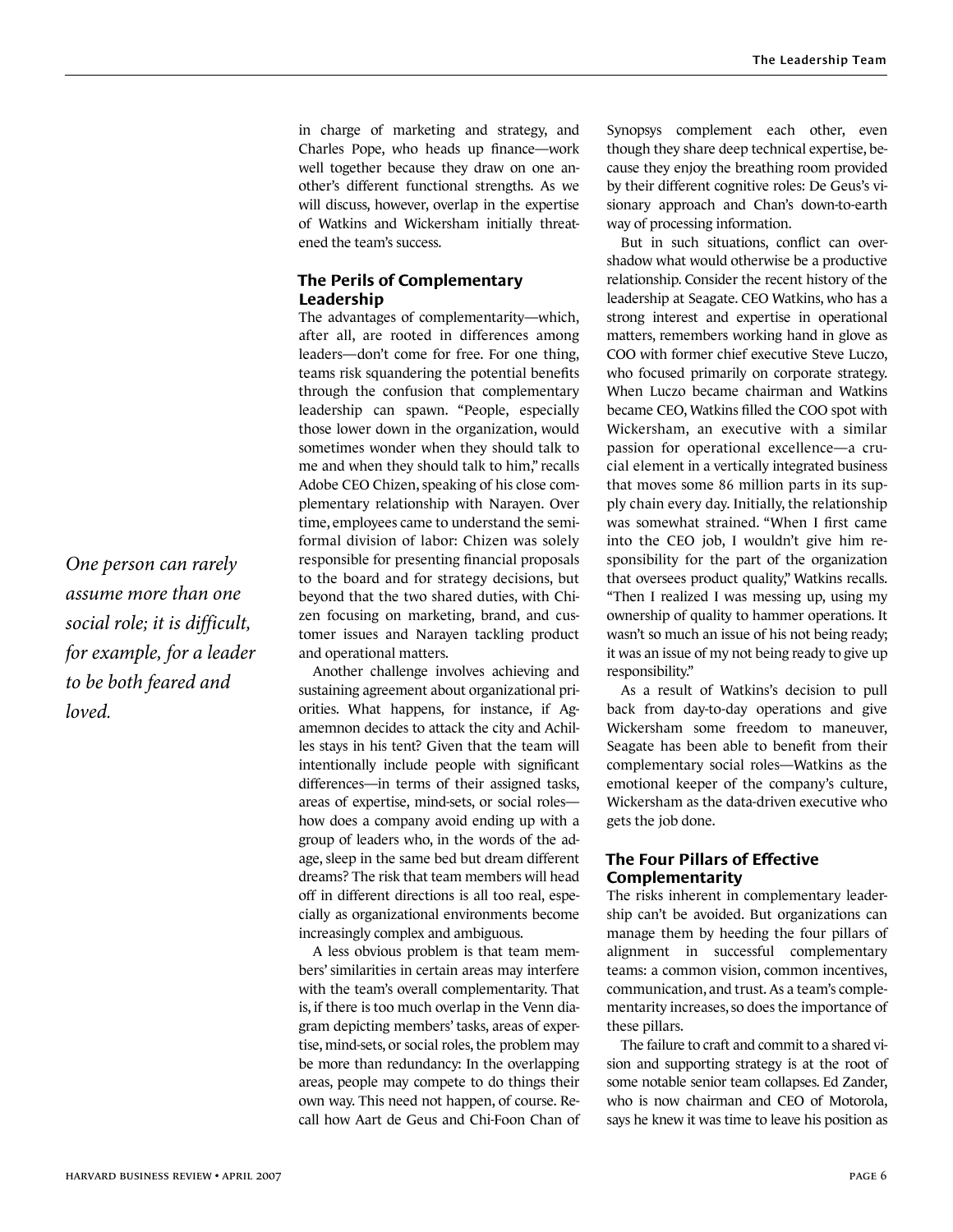in charge of marketing and strategy, and Charles Pope, who heads up finance—work well together because they draw on one another's different functional strengths. As we will discuss, however, overlap in the expertise of Watkins and Wickersham initially threatened the team's success.

### The Perils of Complementary Leadership

The advantages of complementarity—which, after all, are rooted in differences among leaders—don't come for free. For one thing, teams risk squandering the potential benefits through the confusion that complementary leadership can spawn. "People, especially those lower down in the organization, would sometimes wonder when they should talk to me and when they should talk to him," recalls Adobe CEO Chizen, speaking of his complementary relationship with Narayen. Over time, employees came to understand the semiformal division of labor: Chizen was solely responsible for presenting financial proposals to the board and for strategy decisions, but beyond that the two shared duties, with Chizen focusing on marketing, brand, and customer issues and Narayen tackling product and operational matters.

Another challenge involves achieving and sustaining agreement about organizational priorities. What happens, for instance, if Agamemnon decides to attack the city and Achilles stays in his tent? Given that the team will intentionally include people with significant differences—in terms of their assigned tasks, areas of expertise, mind-sets, or social roles—how does a company avoid ending up with a group of leaders who, in the words of the adage, sleep in the same bed but dream different dreams? The risk that team members will head off in different directions is all too real, especially as organizational environments become increasingly complex and ambiguous.

*One person can rarely assume more than one social role; it is difficult, for example, for a leader to be both feared and loved.*

A less obvious problem is that team members' similarities in certain areas may interfere with the team's overall complementarity. That is, if there is too much overlap in the Venn diagram depicting members' tasks, areas of expertise, mind-sets, or social roles, the problem may be more than redundancy: In the overlapping areas, people may compete to do things their own way. This need not happen, of course. Recall how Aart de Geus and Chi-Foon Chan of Synopsys complement each other, even though they share deep technical expertise, because they enjoy the breathing room provided by their different cognitive roles: De Geus's visionary approach and Chan's down-to-earth way of processing information.

But in such situations, conflict can overshadow what would otherwise be a productive relationship. Consider the recent history of the leadership at Seagate. CEO Watkins, who has a strong interest and expertise in operational matters, remembers working hand in glove as COO with former chief executive Steve Luczo, who focused primarily on corporate strategy. When Luczo became chairman and Watkins became CEO, Watkins filled the COO spot with Wickersham, an executive with a similar passion for operational excellence—a crucial element in a vertically integrated business that moves some 86 million parts in its supply chain every day. Initially, the relationship was somewhat strained. "When I first came into the CEO job, I wouldn't give him responsibility for the part of the organization that oversees product quality," Watkins recalls. "Then I realized I was messing up, using my ownership of quality to hammer operations. It wasn't so much an issue of his not being ready; it was an issue of my not being ready to give up responsibility."

As a result of Watkins's decision to pull back from day-to-day operations and give Wickersham some freedom to maneuver, Seagate has been able to benefit from their complementary social roles—Watkins as the emotional keeper of the company's culture, Wickersham as the data-driven executive who gets the job done.

### The Four Pillars of Effective Complementarity

The risks inherent in complementary leadership can't be avoided. But organizations can manage them by heeding the four pillars of alignment in successful complementary teams: a common vision, common incentives, communication, and trust. As a team's complementarity increases, so does the importance of these pillars.

The failure to craft and commit to a shared vision and supporting strategy is at the root of some notable senior team collapses. Ed Zander, who is now chairman and CEO of Motorola, says he knew it was time to leave his position as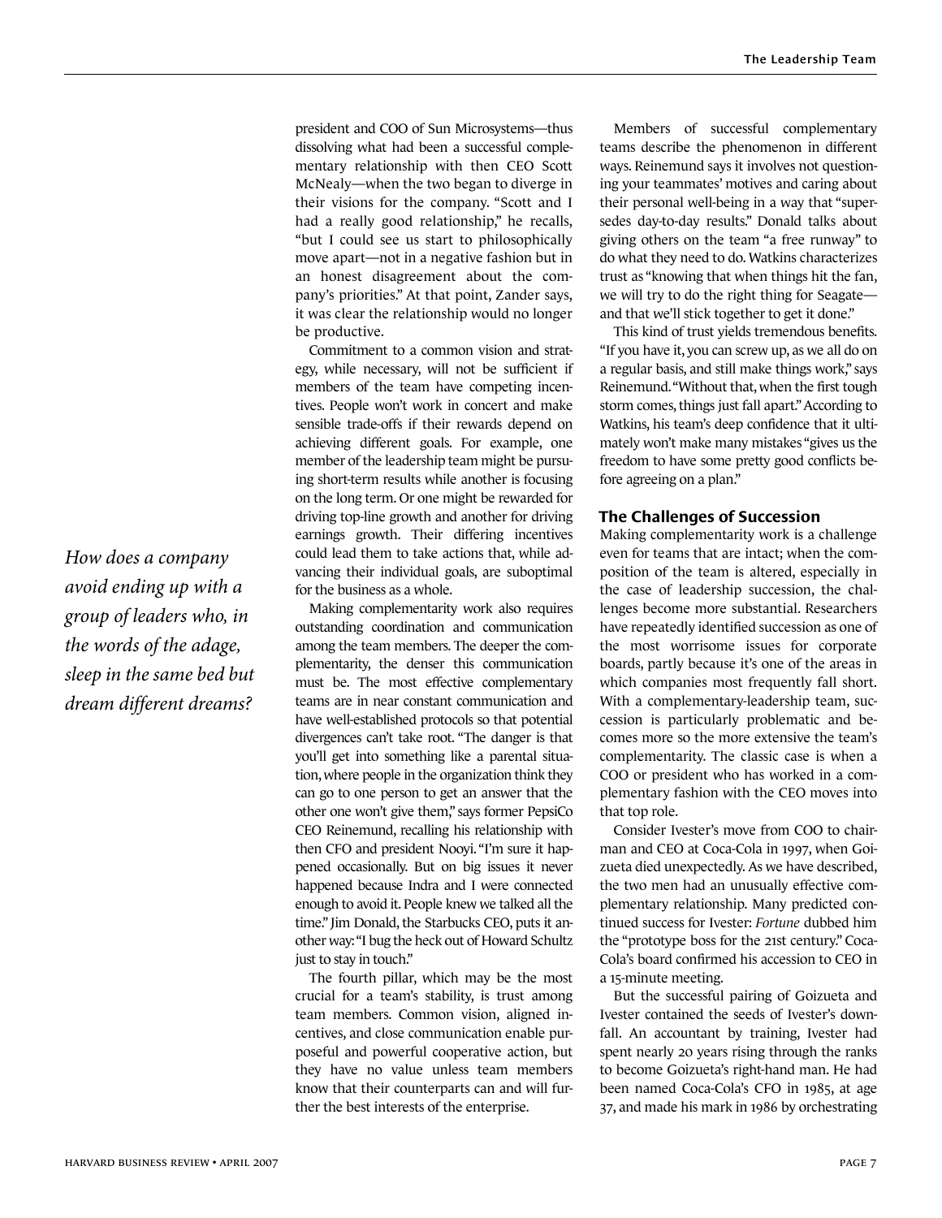president and COO of Sun Microsystems—thus dissolving what had been a successful complementary relationship with then CEO Scott McNealy—when the two began to diverge in their visions for the company. "Scott and I had a really good relationship," he recalls, "but I could see us start to philosophically move apart—not in a negative fashion but in an honest disagreement about the company's priorities." At that point, Zander says, it was clear the relationship would no longer be productive.

Commitment to a common vision and strategy, while necessary, will not be sufficient if members of the team have competing incentives. People won't work in concert and make sensible trade-offs if their rewards depend on achieving different goals. For example, one member of the leadership team might be pursuing short-term results while another is focusing on the long term. Or one might be rewarded for driving top-line growth and another for driving earnings growth. Their differing incentives could lead them to take actions that, while advancing their individual goals, are suboptimal for the business as a whole.

*How does a company avoid ending up with a group of leaders who, in the words of the adage, sleep in the same bed but dream different dreams?*

Making complementarity work also requires outstanding coordination and communication among the team members. The deeper the complementarity, the denser this communication must be. The most effective complementary teams are in near constant communication and have well-established protocols so that potential divergences can't take root. "The danger is that you'll get into something like a parental situation, where people in the organization think they can go to one person to get an answer that the other one won't give them," says former PepsiCo CEO Reinemund, recalling his relationship with then CFO and president Nooyi. "I'm sure it happened occasionally. But on big issues it never happened because Indra and I were connected enough to avoid it. People knew we talked all the time." Jim Donald, the Starbucks CEO, puts it another way: "I bug the heck out of Howard Schultz just to stay in touch."

The fourth pillar, which may be the most crucial for a team's stability, is trust among team members. Common vision, aligned incentives, and close communication enable purposeful and powerful cooperative action, but they have no value unless team members know that their counterparts can and will further the best interests of the enterprise.

Members of successful complementary teams describe the phenomenon in different ways. Reinemund says it involves not questioning your teammates' motives and caring about their personal well-being in a way that "supersedes day-to-day results." Donald talks about giving others on the team "a free runway" to do what they need to do. Watkins characterizes trust as "knowing that when things hit the fan, we will try to do the right thing for Seagate—and that we'll stick together to get it done."

This kind of trust yields tremendous benefits. "If you have it, you can screw up, as we all do on a regular basis, and still make things work," says Reinemund. "Without that, when the first tough storm comes, things just fall apart." According to Watkins, his team's deep confidence that it ultimately won't make many mistakes "gives us the freedom to have some pretty good conflicts before agreeing on a plan."

### The Challenges of Succession

Making complementarity work is a challenge even for teams that are intact; when the composition of the team is altered, especially in the case of leadership succession, the challenges become more substantial. Researchers have repeatedly identified succession as one of the most worrisome issues for corporate boards, partly because it's one of the areas in which companies most frequently fall short. With a complementary-leadership team, succession is particularly problematic and becomes more so the more extensive the team's complementarity. The classic case is when a COO or president who has worked in a complementary fashion with the CEO moves into that top role.

Consider Ivester's move from COO to chairman and CEO at Coca-Cola in 1997, when Goizueta died unexpectedly. As we have described, the two men had an unusually effective complementary relationship. Many predicted continued success for Ivester: *Fortune* dubbed him the "prototype boss for the 21st century." Coca-Cola's board confirmed his accession to CEO in a 15-minute meeting.

But the successful pairing of Goizueta and Ivester contained the seeds of Ivester's downfall. An accountant by training, Ivester had spent nearly 20 years rising through the ranks to become Goizueta's right-hand man. He had been named Coca-Cola's CFO in 1985, at age 37, and made his mark in 1986 by orchestrating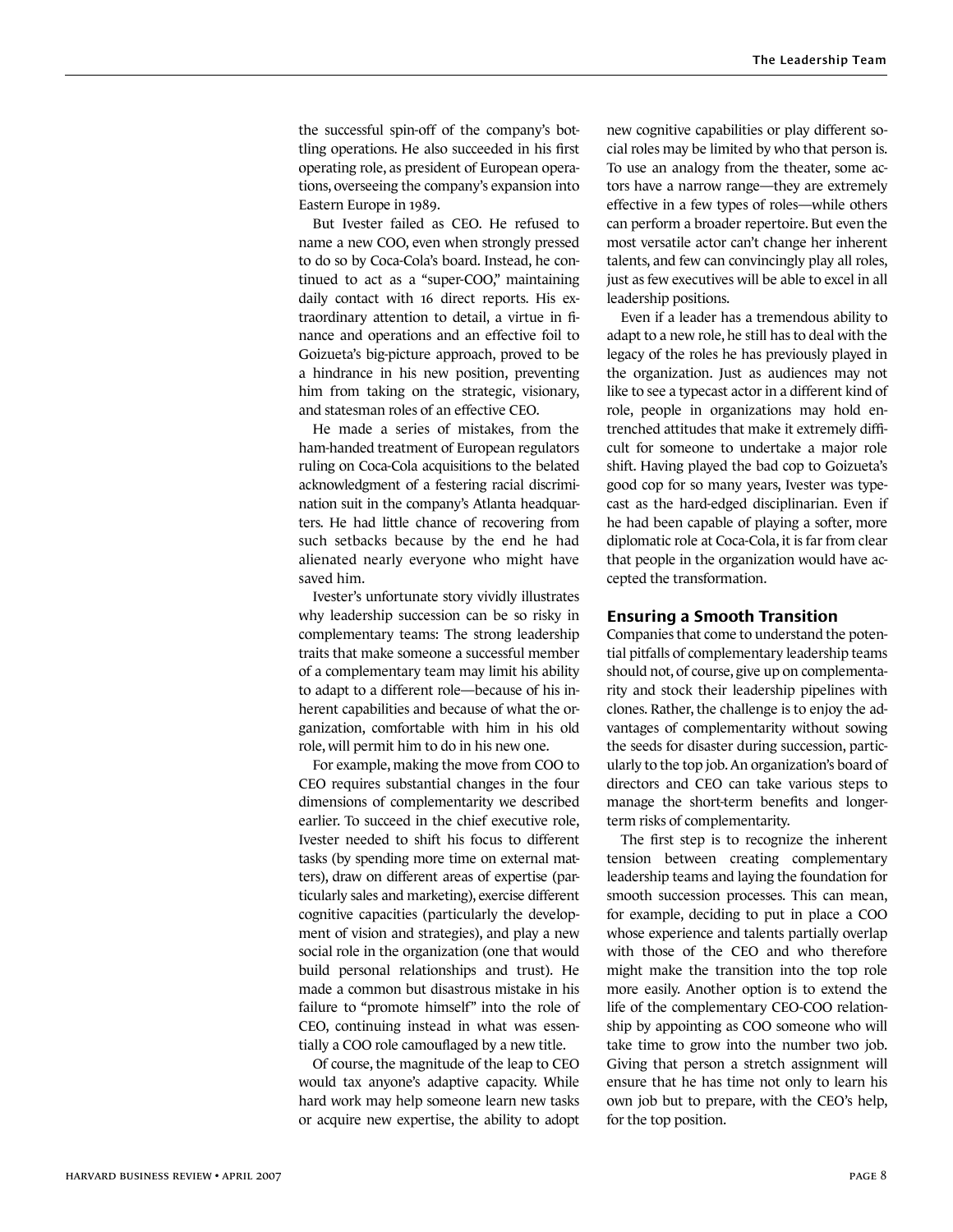the successful spin-off of the company's bottling operations. He also succeeded in his first operating role, as president of European operations, overseeing the company's expansion into Eastern Europe in 1989.

But Ivester failed as CEO. He refused to name a new COO, even when strongly pressed to do so by Coca-Cola's board. Instead, he continued to act as a "super-COO," maintaining daily contact with 16 direct reports. His extraordinary attention to detail, a virtue in finance and operations and an effective foil to Goizueta's big-picture approach, proved to be a hindrance in his new position, preventing him from taking on the strategic, visionary, and statesman roles of an effective CEO.

He made a series of mistakes, from the ham-handed treatment of European regulators ruling on Coca-Cola acquisitions to the belated acknowledgment of a festering racial discrimination suit in the company's Atlanta headquarters. He had little chance of recovering from such setbacks because by the end he had alienated nearly everyone who might have saved him.

Ivester's unfortunate story vividly illustrates why leadership succession can be so risky in complementary teams: The strong leadership traits that make someone a successful member of a complementary team may limit his ability to adapt to a different role—because of his inherent capabilities and because of what the organization, comfortable with him in his old role, will permit him to do in his new one.

For example, making the move from COO to CEO requires substantial changes in the four dimensions of complementarity we described earlier. To succeed in the chief executive role, Ivester needed to shift his focus to different tasks (by spending more time on external matters), draw on different areas of expertise (particularly sales and marketing), exercise different cognitive capacities (particularly the development of vision and strategies), and play a new social role in the organization (one that would build personal relationships and trust). He made a common but disastrous mistake in his failure to "promote himself" into the role of CEO, continuing instead in what was essentially a COO role camouflaged by a new title.

Of course, the magnitude of the leap to CEO would tax anyone's adaptive capacity. While hard work may help someone learn new tasks or acquire new expertise, the ability to adopt new cognitive capabilities or play different social roles may be limited by who that person is. To use an analogy from the theater, some actors have a narrow range—they are extremely effective in a few types of roles—while others can perform a broader repertoire. But even the most versatile actor can't change her inherent talents, and few can convincingly play all roles, just as few executives will be able to excel in all leadership positions.

Even if a leader has a tremendous ability to adapt to a new role, he still has to deal with the legacy of the roles he has previously played in the organization. Just as audiences may not like to see a typecast actor in a different kind of role, people in organizations may hold entrenched attitudes that make it extremely difficult for someone to undertake a major role shift. Having played the bad cop to Goizueta's good cop for so many years, Ivester was typecast as the hard-edged disciplinarian. Even if he had been capable of playing a softer, more diplomatic role at Coca-Cola, it is far from clear that people in the organization would have accepted the transformation.

## Ensuring a Smooth Transition

Companies that come to understand the potential pitfalls of complementary leadership teams should not, of course, give up on complementarity and stock their leadership pipelines with clones. Rather, the challenge is to enjoy the advantages of complementarity without sowing the seeds for disaster during succession, particularly to the top job. An organization's board of directors and CEO can take various steps to manage the short-term benefits and longer-term risks of complementarity.

The first step is to recognize the inherent tension between creating complementary leadership teams and laying the foundation for smooth succession processes. This can mean, for example, deciding to put in place a COO whose experience and talents partially overlap with those of the CEO and who therefore might make the transition into the top role more easily. Another option is to extend the life of the complementary CEO-COO relationship by appointing as COO someone who will take time to grow into the number two job. Giving that person a stretch assignment will ensure that he has time not only to learn his own job but to prepare, with the CEO's help, for the top position.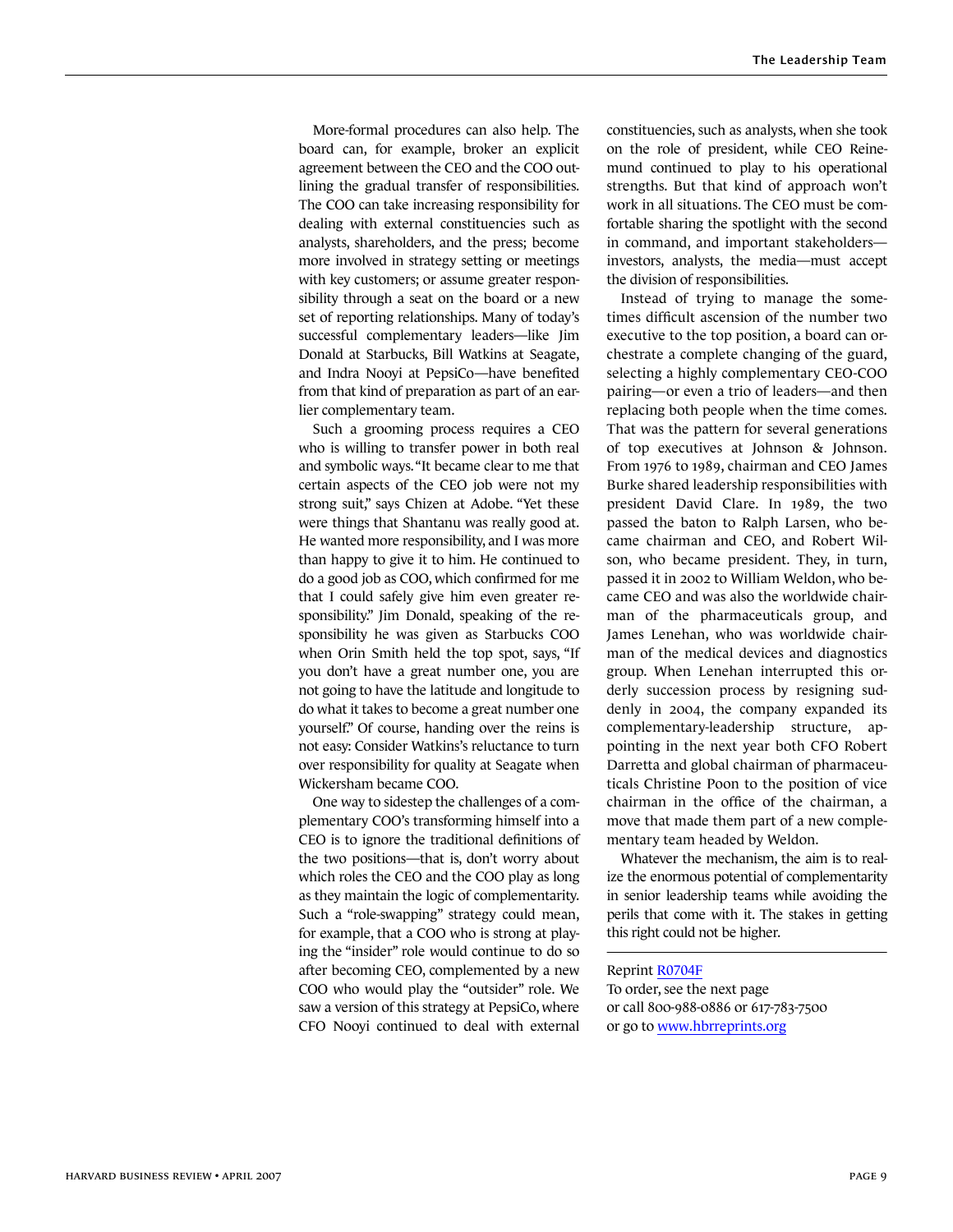More-formal procedures can also help. The board can, for example, broker an explicit agreement between the CEO and the COO outlining the gradual transfer of responsibilities. The COO can take increasing responsibility for dealing with external constituencies such as analysts, shareholders, and the press; become more involved in strategy setting or meetings with key customers; or assume greater responsibility through a seat on the board or a new set of reporting relationships. Many of today's successful complementary leaders—like Jim Donald at Starbucks, Bill Watkins at Seagate, and Indra Nooyi at PepsiCo—have benefited from that kind of preparation as part of an earlier complementary team.

Such a grooming process requires a CEO who is willing to transfer power in both real and symbolic ways. "It became clear to me that certain aspects of the CEO job were not my strong suit," says Chizen at Adobe. "Yet these were things that Shantanu was really good at. He wanted more responsibility, and I was more than happy to give it to him. He continued to do a good job as COO, which confirmed for me that I could safely give him even greater responsibility." Jim Donald, speaking of the responsibility he was given as Starbucks COO when Orin Smith held the top spot, says, "If you don't have a great number one, you are not going to have the latitude and longitude to do what it takes to become a great number one yourself." Of course, handing over the reins is not easy: Consider Watkins's reluctance to turn over responsibility for quality at Seagate when Wickersham became COO.

One way to sidestep the challenges of a complementary COO's transforming himself into a CEO is to ignore the traditional definitions of the two positions—that is, don't worry about which roles the CEO and the COO play as long as they maintain the logic of complementarity. Such a "role-swapping" strategy could mean, for example, that a COO who is strong at playing the "insider" role would continue to do so after becoming CEO, complemented by a new COO who would play the "outsider" role. We saw a version of this strategy at PepsiCo, where CFO Nooyi continued to deal with external constituencies, such as analysts, when she took on the role of president, while CEO Reinemund continued to play to his operational strengths. But that kind of approach won't work in all situations. The CEO must be comfortable sharing the spotlight with the second in command, and important stakeholders—investors, analysts, the media—must accept the division of responsibilities.

Instead of trying to manage the sometimes difficult ascension of the number two executive to the top position, a board can orchestrate a complete changing of the guard, selecting a highly complementary CEO-COO pairing—or even a trio of leaders—and then replacing both people when the time comes. That was the pattern for several generations of top executives at Johnson & Johnson. From 1976 to 1989, chairman and CEO James Burke shared leadership responsibilities with president David Clare. In 1989, the two passed the baton to Ralph Larsen, who became chairman and CEO, and Robert Wilson, who became president. They, in turn, passed it in 2002 to William Weldon, who became CEO and was also the worldwide chairman of the pharmaceuticals group, and James Lenehan, who was worldwide chairman of the medical devices and diagnostics group. When Lenehan interrupted this orderly succession process by resigning suddenly in 2004, the company expanded its complementary-leadership structure, appointing in the next year both CFO Robert Darretta and global chairman of pharmaceuticals Christine Poon to the position of vice chairman in the office of the chairman, a move that made them part of a new complementary team headed by Weldon.

Whatever the mechanism, the aim is to realize the enormous potential of complementarity in senior leadership teams while avoiding the perils that come with it. The stakes in getting this right could not be higher.

---

Reprint R0704F
To order, see the next page
or call 800-988-0886 or 617-783-7500
or go to www.hbrreprints.org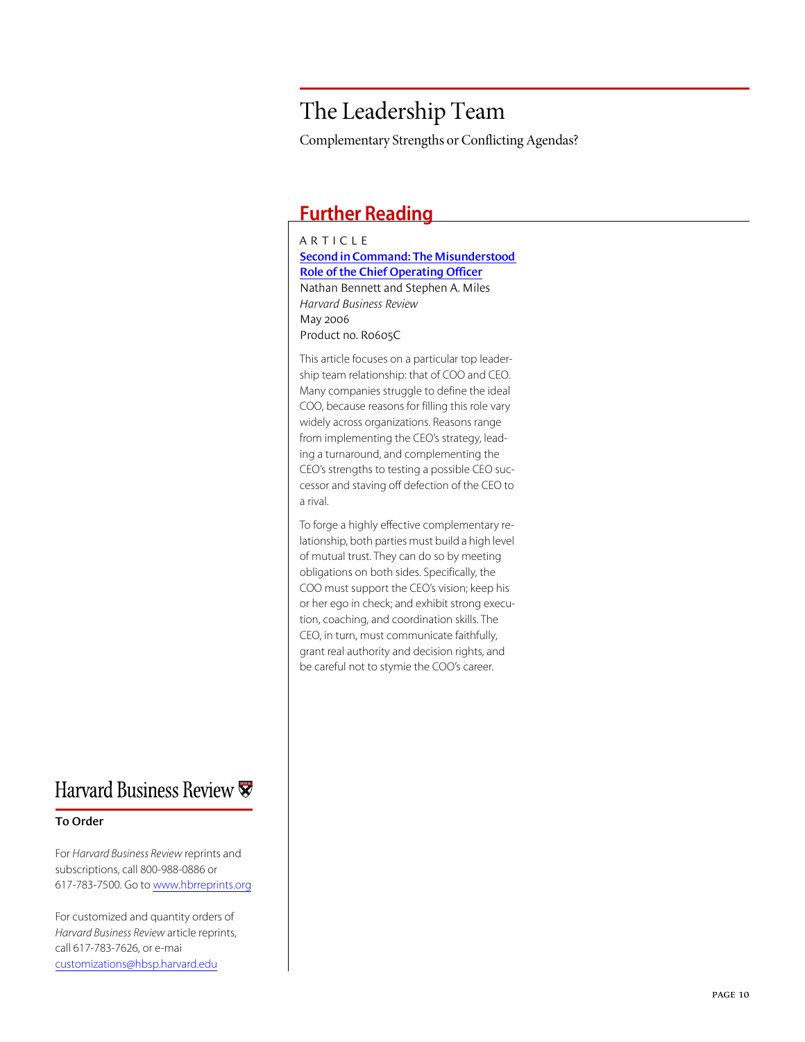# The Leadership Team

Complementary Strengths or Conflicting Agendas?

## Further Reading

ARTICLE

**Second in Command: The Misunderstood Role of the Chief Operating Officer**

Nathan Bennett and Stephen A. Miles

*Harvard Business Review*

May 2006

Product no. R0605C

This article focuses on a particular top leadership team relationship: that of COO and CEO. Many companies struggle to define the ideal COO, because reasons for filling this role vary widely across organizations. Reasons range from implementing the CEO's strategy, leading a turnaround, and complementing the CEO's strengths to testing a possible CEO successor and staving off defection of the CEO to a rival.

To forge a highly effective complementary relationship, both parties must build a high level of mutual trust. They can do so by meeting obligations on both sides. Specifically, the COO must support the CEO's vision; keep his or her ego in check; and exhibit strong execution, coaching, and coordination skills. The CEO, in turn, must communicate faithfully, grant real authority and decision rights, and be careful not to stymie the COO's career.

Harvard Business Review

**To Order**

For *Harvard Business Review* reprints and subscriptions, call 800-988-0886 or 617-783-7500. Go to www.hbrreprints.org

For customized and quantity orders of *Harvard Business Review* article reprints, call 617-783-7626, or e-mai customizations@hbsp.harvard.edu